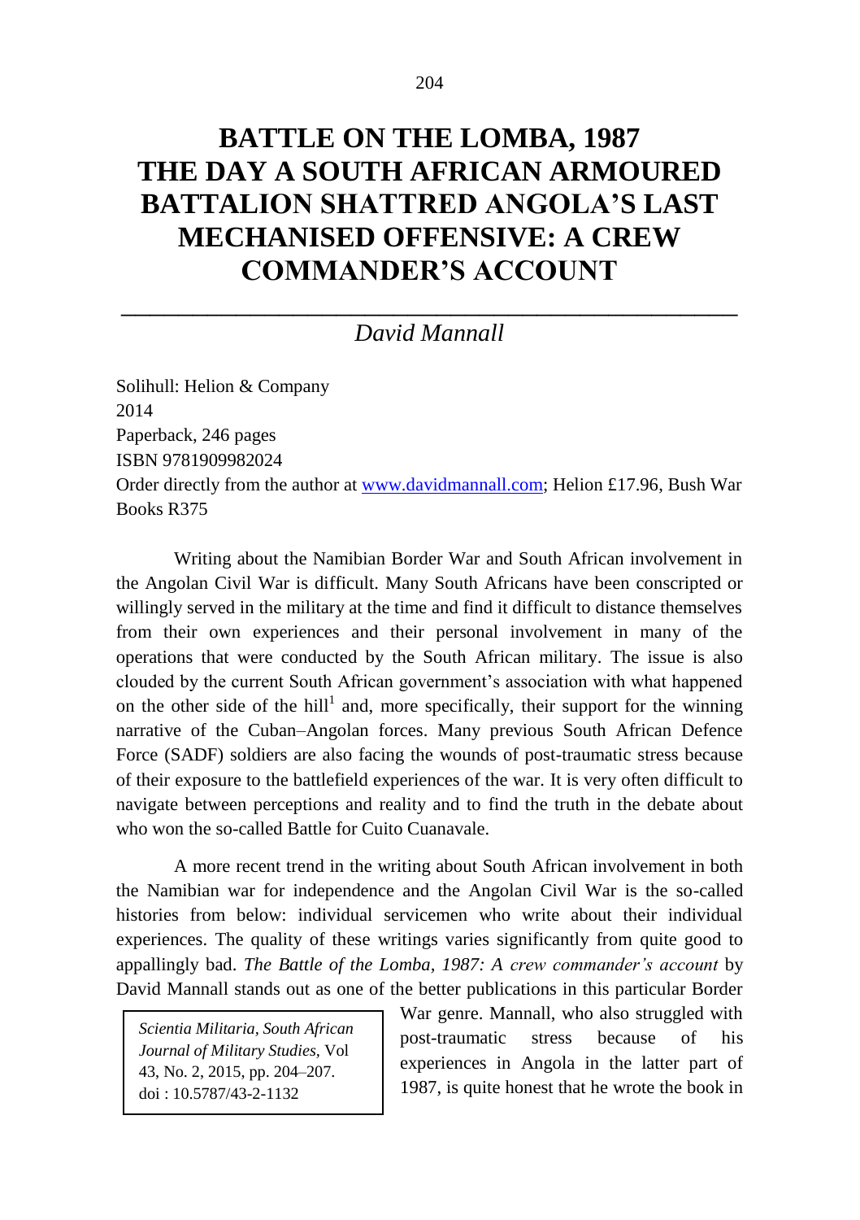# BATTLE ON THE LOMBA, 1987 THE DAY A SOUTH AFRICAN ARMOURED BATTALION SHATTRED ANGOLA'S LAST MECHANISED OFFENSIVE: A CREW COMMANDER'S ACCOUNT

*David Mannall*

Solihull: Helion & Company
2014
Paperback, 246 pages
ISBN 9781909982024
Order directly from the author at www.davidmannall.com; Helion £17.96, Bush War Books R375

Writing about the Namibian Border War and South African involvement in the Angolan Civil War is difficult. Many South Africans have been conscripted or willingly served in the military at the time and find it difficult to distance themselves from their own experiences and their personal involvement in many of the operations that were conducted by the South African military. The issue is also clouded by the current South African government's association with what happened on the other side of the hill[1] and, more specifically, their support for the winning narrative of the Cuban–Angolan forces. Many previous South African Defence Force (SADF) soldiers are also facing the wounds of post-traumatic stress because of their exposure to the battlefield experiences of the war. It is very often difficult to navigate between perceptions and reality and to find the truth in the debate about who won the so-called Battle for Cuito Cuanavale.

A more recent trend in the writing about South African involvement in both the Namibian war for independence and the Angolan Civil War is the so-called histories from below: individual servicemen who write about their individual experiences. The quality of these writings varies significantly from quite good to appallingly bad. *The Battle of the Lomba, 1987: A crew commander's account* by David Mannall stands out as one of the better publications in this particular Border War genre. Mannall, who also struggled with post-traumatic stress because of his experiences in Angola in the latter part of 1987, is quite honest that he wrote the book in

*Scientia Militaria, South African Journal of Military Studies,* Vol 43, No. 2, 2015, pp. 204–207. doi : 10.5787/43-2-1132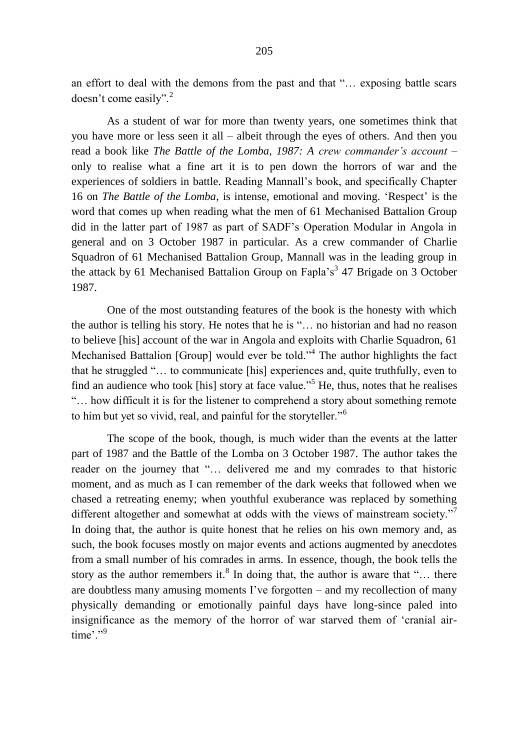an effort to deal with the demons from the past and that "… exposing battle scars doesn't come easily".[2]

As a student of war for more than twenty years, one sometimes think that you have more or less seen it all – albeit through the eyes of others. And then you read a book like *The Battle of the Lomba, 1987: A crew commander's account* – only to realise what a fine art it is to pen down the horrors of war and the experiences of soldiers in battle. Reading Mannall's book, and specifically Chapter 16 on *The Battle of the Lomba*, is intense, emotional and moving. 'Respect' is the word that comes up when reading what the men of 61 Mechanised Battalion Group did in the latter part of 1987 as part of SADF's Operation Modular in Angola in general and on 3 October 1987 in particular. As a crew commander of Charlie Squadron of 61 Mechanised Battalion Group, Mannall was in the leading group in the attack by 61 Mechanised Battalion Group on Fapla's[3] 47 Brigade on 3 October 1987.

One of the most outstanding features of the book is the honesty with which the author is telling his story. He notes that he is "… no historian and had no reason to believe [his] account of the war in Angola and exploits with Charlie Squadron, 61 Mechanised Battalion [Group] would ever be told."[4] The author highlights the fact that he struggled "… to communicate [his] experiences and, quite truthfully, even to find an audience who took [his] story at face value."[5] He, thus, notes that he realises "… how difficult it is for the listener to comprehend a story about something remote to him but yet so vivid, real, and painful for the storyteller."[6]

The scope of the book, though, is much wider than the events at the latter part of 1987 and the Battle of the Lomba on 3 October 1987. The author takes the reader on the journey that "… delivered me and my comrades to that historic moment, and as much as I can remember of the dark weeks that followed when we chased a retreating enemy; when youthful exuberance was replaced by something different altogether and somewhat at odds with the views of mainstream society."[7] In doing that, the author is quite honest that he relies on his own memory and, as such, the book focuses mostly on major events and actions augmented by anecdotes from a small number of his comrades in arms. In essence, though, the book tells the story as the author remembers it.[8] In doing that, the author is aware that "… there are doubtless many amusing moments I've forgotten – and my recollection of many physically demanding or emotionally painful days have long-since paled into insignificance as the memory of the horror of war starved them of 'cranial air-time'."[9]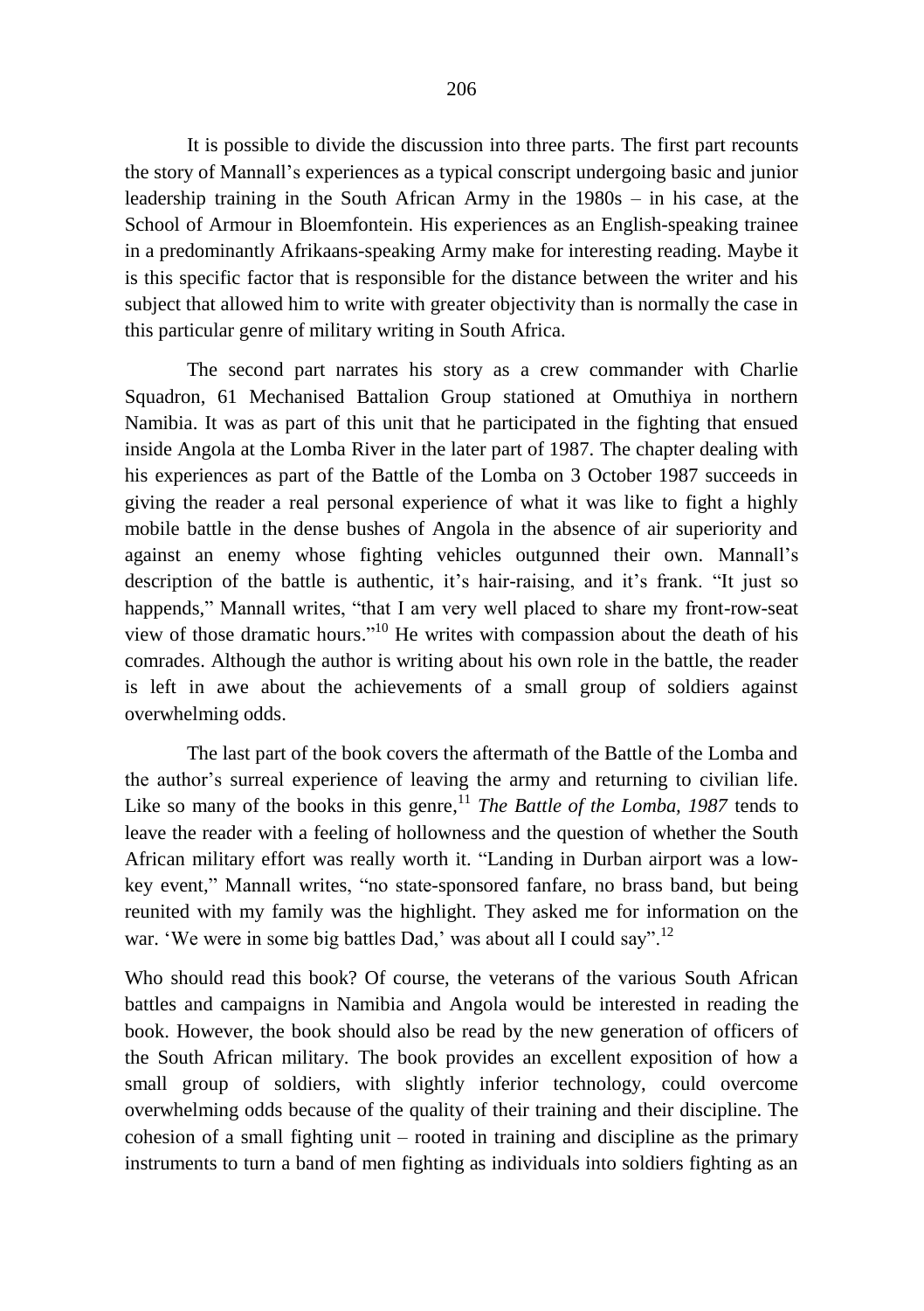It is possible to divide the discussion into three parts. The first part recounts the story of Mannall's experiences as a typical conscript undergoing basic and junior leadership training in the South African Army in the 1980s – in his case, at the School of Armour in Bloemfontein. His experiences as an English-speaking trainee in a predominantly Afrikaans-speaking Army make for interesting reading. Maybe it is this specific factor that is responsible for the distance between the writer and his subject that allowed him to write with greater objectivity than is normally the case in this particular genre of military writing in South Africa.

The second part narrates his story as a crew commander with Charlie Squadron, 61 Mechanised Battalion Group stationed at Omuthiya in northern Namibia. It was as part of this unit that he participated in the fighting that ensued inside Angola at the Lomba River in the later part of 1987. The chapter dealing with his experiences as part of the Battle of the Lomba on 3 October 1987 succeeds in giving the reader a real personal experience of what it was like to fight a highly mobile battle in the dense bushes of Angola in the absence of air superiority and against an enemy whose fighting vehicles outgunned their own. Mannall's description of the battle is authentic, it's hair-raising, and it's frank. "It just so happends," Mannall writes, "that I am very well placed to share my front-row-seat view of those dramatic hours."[10] He writes with compassion about the death of his comrades. Although the author is writing about his own role in the battle, the reader is left in awe about the achievements of a small group of soldiers against overwhelming odds.

The last part of the book covers the aftermath of the Battle of the Lomba and the author's surreal experience of leaving the army and returning to civilian life. Like so many of the books in this genre,[11] *The Battle of the Lomba, 1987* tends to leave the reader with a feeling of hollowness and the question of whether the South African military effort was really worth it. "Landing in Durban airport was a low-key event," Mannall writes, "no state-sponsored fanfare, no brass band, but being reunited with my family was the highlight. They asked me for information on the war. 'We were in some big battles Dad,' was about all I could say".[12]

Who should read this book? Of course, the veterans of the various South African battles and campaigns in Namibia and Angola would be interested in reading the book. However, the book should also be read by the new generation of officers of the South African military. The book provides an excellent exposition of how a small group of soldiers, with slightly inferior technology, could overcome overwhelming odds because of the quality of their training and their discipline. The cohesion of a small fighting unit – rooted in training and discipline as the primary instruments to turn a band of men fighting as individuals into soldiers fighting as an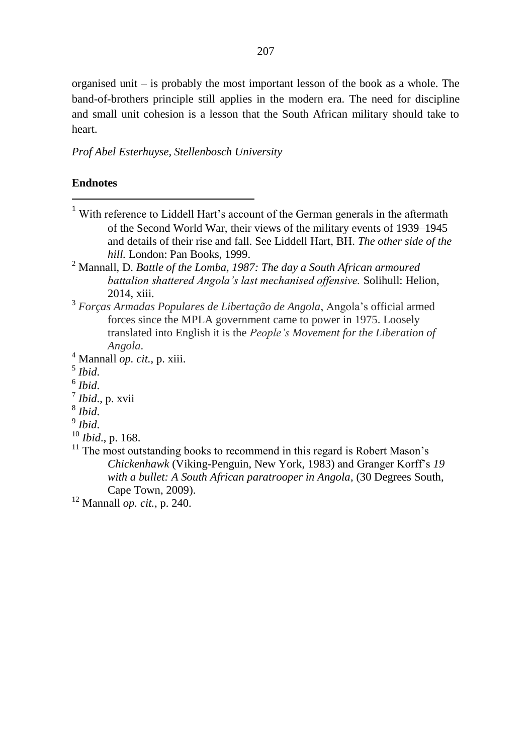organised unit – is probably the most important lesson of the book as a whole. The band-of-brothers principle still applies in the modern era. The need for discipline and small unit cohesion is a lesson that the South African military should take to heart.

*Prof Abel Esterhuyse, Stellenbosch University*

**Endnotes**

[1] With reference to Liddell Hart's account of the German generals in the aftermath of the Second World War, their views of the military events of 1939–1945 and details of their rise and fall. See Liddell Hart, BH. *The other side of the hill.* London: Pan Books, 1999.

[2] Mannall, D. *Battle of the Lomba, 1987: The day a South African armoured battalion shattered Angola's last mechanised offensive.* Solihull: Helion, 2014, xiii.

[3] *Forças Armadas Populares de Libertação de Angola*, Angola's official armed forces since the MPLA government came to power in 1975. Loosely translated into English it is the *People's Movement for the Liberation of Angola*.

[4] Mannall *op. cit.*, p. xiii.

[5] *Ibid.*

[6] *Ibid.*

[7] *Ibid.*, p. xvii

[8] *Ibid.*

[9] *Ibid.*

[10] *Ibid.*, p. 168.

[11] The most outstanding books to recommend in this regard is Robert Mason's *Chickenhawk* (Viking-Penguin, New York, 1983) and Granger Korff's *19 with a bullet: A South African paratrooper in Angola*, (30 Degrees South, Cape Town, 2009).

[12] Mannall *op. cit.*, p. 240.